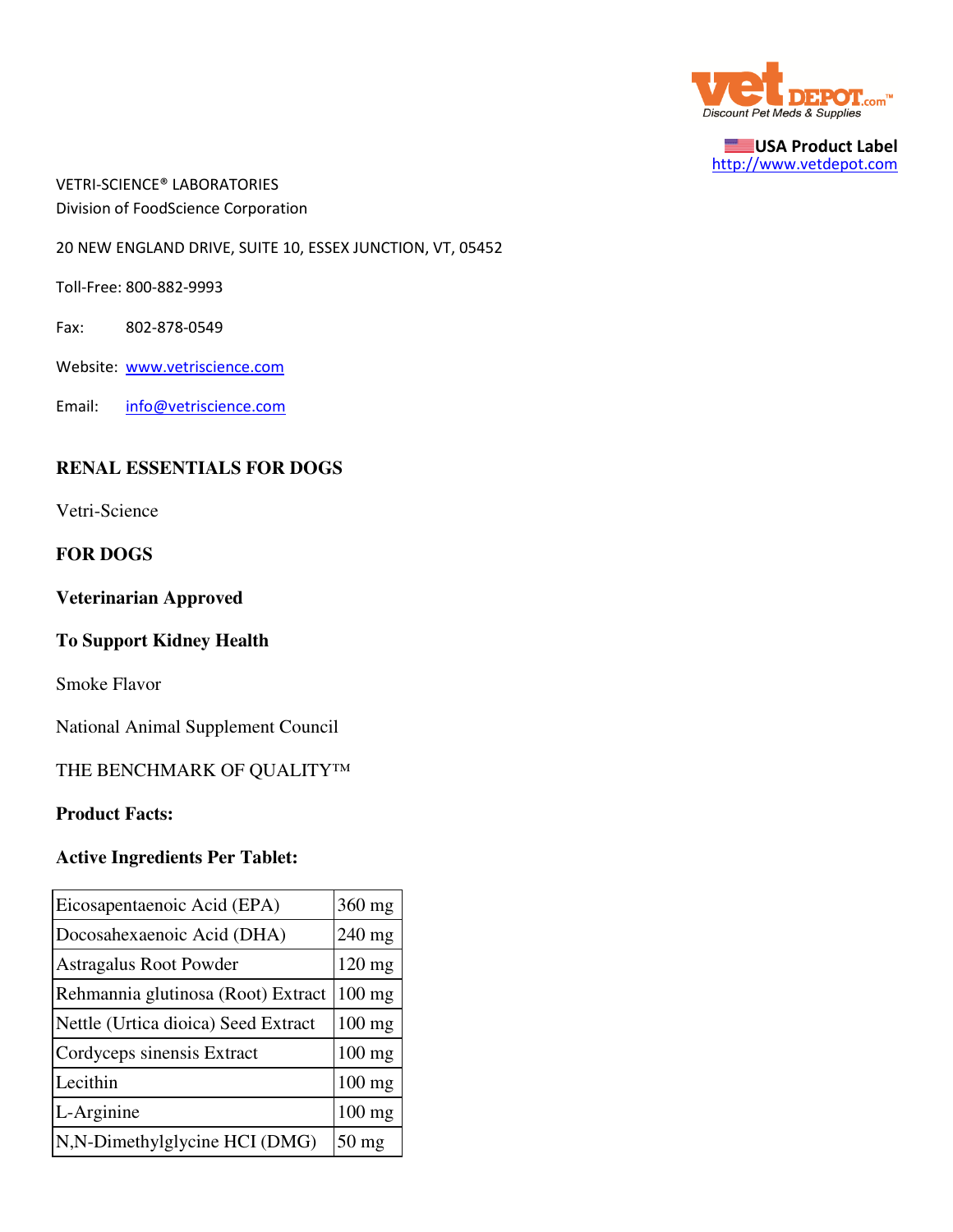vet DEPOT.com™
Discount Pet Meds & Supplies

USA Product Label
http://www.vetdepot.com

VETRI-SCIENCE® LABORATORIES
Division of FoodScience Corporation

20 NEW ENGLAND DRIVE, SUITE 10, ESSEX JUNCTION, VT, 05452

Toll-Free: 800-882-9993

Fax: 802-878-0549

Website: www.vetriscience.com

Email: info@vetriscience.com

## RENAL ESSENTIALS FOR DOGS

Vetri-Science

**FOR DOGS**

**Veterinarian Approved**

**To Support Kidney Health**

Smoke Flavor

National Animal Supplement Council

THE BENCHMARK OF QUALITY™

**Product Facts:**

**Active Ingredients Per Tablet:**

| Ingredient | Amount |
|---|---|
| Eicosapentaenoic Acid (EPA) | 360 mg |
| Docosahexaenoic Acid (DHA) | 240 mg |
| Astragalus Root Powder | 120 mg |
| Rehmannia glutinosa (Root) Extract | 100 mg |
| Nettle (Urtica dioica) Seed Extract | 100 mg |
| Cordyceps sinensis Extract | 100 mg |
| Lecithin | 100 mg |
| L-Arginine | 100 mg |
| N,N-Dimethylglycine HCI (DMG) | 50 mg |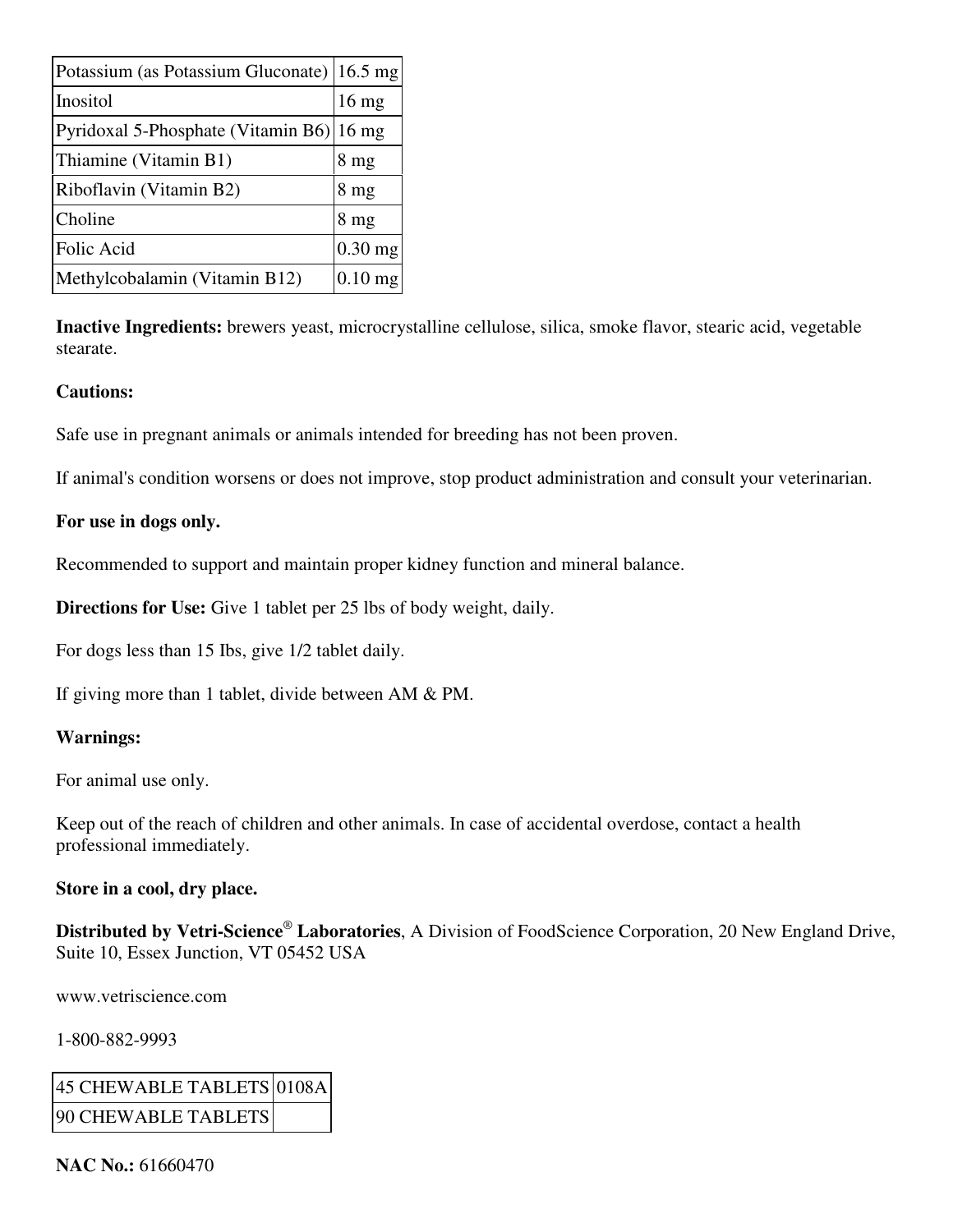| | |
|---|---|
| Potassium (as Potassium Gluconate) | 16.5 mg |
| Inositol | 16 mg |
| Pyridoxal 5-Phosphate (Vitamin B6) | 16 mg |
| Thiamine (Vitamin B1) | 8 mg |
| Riboflavin (Vitamin B2) | 8 mg |
| Choline | 8 mg |
| Folic Acid | 0.30 mg |
| Methylcobalamin (Vitamin B12) | 0.10 mg |

**Inactive Ingredients:** brewers yeast, microcrystalline cellulose, silica, smoke flavor, stearic acid, vegetable stearate.

**Cautions:**

Safe use in pregnant animals or animals intended for breeding has not been proven.

If animal's condition worsens or does not improve, stop product administration and consult your veterinarian.

**For use in dogs only.**

Recommended to support and maintain proper kidney function and mineral balance.

**Directions for Use:** Give 1 tablet per 25 lbs of body weight, daily.

For dogs less than 15 Ibs, give 1/2 tablet daily.

If giving more than 1 tablet, divide between AM & PM.

**Warnings:**

For animal use only.

Keep out of the reach of children and other animals. In case of accidental overdose, contact a health professional immediately.

**Store in a cool, dry place.**

**Distributed by Vetri-Science® Laboratories**, A Division of FoodScience Corporation, 20 New England Drive, Suite 10, Essex Junction, VT 05452 USA

www.vetriscience.com

1-800-882-9993

| | |
|---|---|
| 45 CHEWABLE TABLETS | 0108A |
| 90 CHEWABLE TABLETS | |

**NAC No.:** 61660470